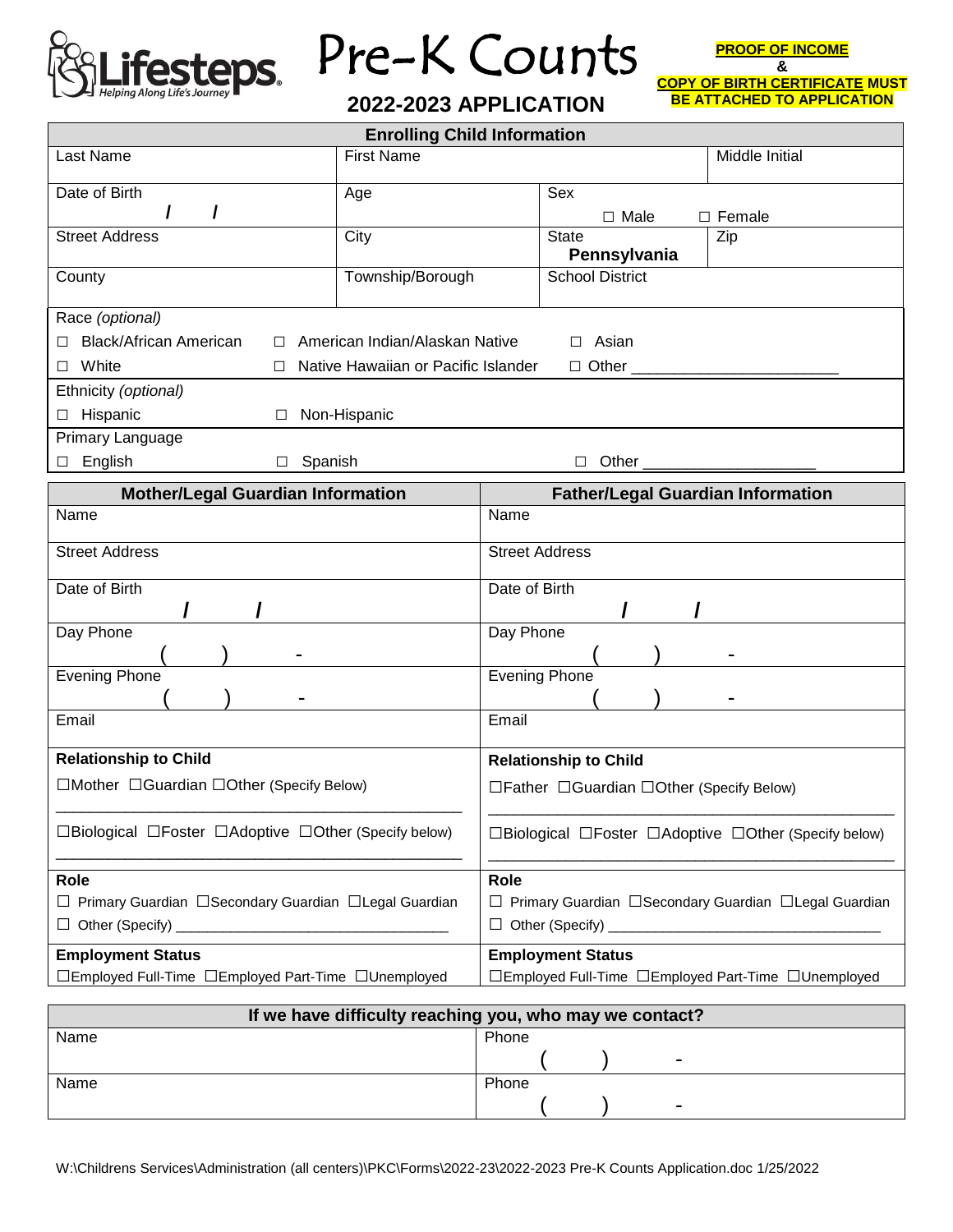Lifesteps® Helping Along Life's Journey

# Pre-K Counts

## 2022-2023 APPLICATION

**PROOF OF INCOME & COPY OF BIRTH CERTIFICATE MUST BE ATTACHED TO APPLICATION**

| Enrolling Child Information | | | |
|---|---|---|---|
| Last Name | First Name | | Middle Initial |
| Date of Birth / / | Age | Sex ☐ Male ☐ Female | |
| Street Address | City | State **Pennsylvania** | Zip |
| County | Township/Borough | School District | |

Race *(optional)*
☐ Black/African American ☐ American Indian/Alaskan Native ☐ Asian
☐ White ☐ Native Hawaiian or Pacific Islander ☐ Other ______________________

Ethnicity *(optional)*
☐ Hispanic ☐ Non-Hispanic

Primary Language
☐ English ☐ Spanish ☐ Other __________________

| Mother/Legal Guardian Information | Father/Legal Guardian Information |
|---|---|
| Name | Name |
| Street Address | Street Address |
| Date of Birth / / | Date of Birth / / |
| Day Phone ( ) - | Day Phone ( ) - |
| Evening Phone ( ) - | Evening Phone ( ) - |
| Email | Email |
| **Relationship to Child** ☐Mother ☐Guardian ☐Other (Specify Below) ______________________ ☐Biological ☐Foster ☐Adoptive ☐Other (Specify below) ______________________ | **Relationship to Child** ☐Father ☐Guardian ☐Other (Specify Below) ______________________ ☐Biological ☐Foster ☐Adoptive ☐Other (Specify below) ______________________ |
| **Role** ☐ Primary Guardian ☐Secondary Guardian ☐Legal Guardian ☐ Other (Specify) ______________________ | **Role** ☐ Primary Guardian ☐Secondary Guardian ☐Legal Guardian ☐ Other (Specify) ______________________ |
| **Employment Status** ☐Employed Full-Time ☐Employed Part-Time ☐Unemployed | **Employment Status** ☐Employed Full-Time ☐Employed Part-Time ☐Unemployed |

| If we have difficulty reaching you, who may we contact? | |
|---|---|
| Name | Phone ( ) - |
| Name | Phone ( ) - |

W:\Childrens Services\Administration (all centers)\PKC\Forms\2022-23\2022-2023 Pre-K Counts Application.doc 1/25/2022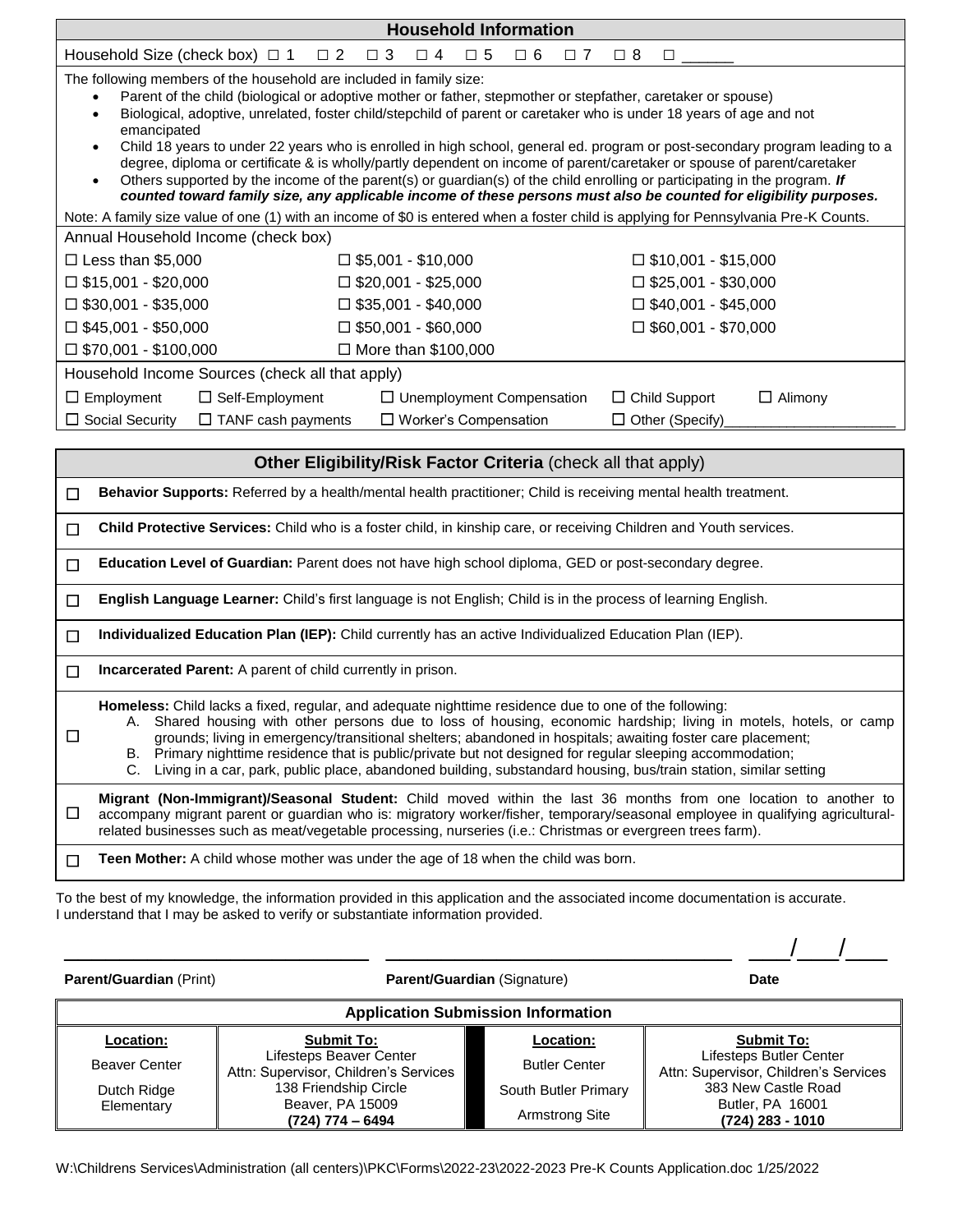## Household Information

Household Size (check box) ☐ 1 ☐ 2 ☐ 3 ☐ 4 ☐ 5 ☐ 6 ☐ 7 ☐ 8 ☐ ______

The following members of the household are included in family size:

- Parent of the child (biological or adoptive mother or father, stepmother or stepfather, caretaker or spouse)
- Biological, adoptive, unrelated, foster child/stepchild of parent or caretaker who is under 18 years of age and not emancipated
- Child 18 years to under 22 years who is enrolled in high school, general ed. program or post-secondary program leading to a degree, diploma or certificate & is wholly/partly dependent on income of parent/caretaker or spouse of parent/caretaker
- Others supported by the income of the parent(s) or guardian(s) of the child enrolling or participating in the program. ***If counted toward family size, any applicable income of these persons must also be counted for eligibility purposes.***

Note: A family size value of one (1) with an income of $0 is entered when a foster child is applying for Pennsylvania Pre-K Counts.

Annual Household Income (check box)

| | | |
|---|---|---|
| ☐ Less than $5,000 | ☐ $5,001 - $10,000 | ☐ $10,001 - $15,000 |
| ☐ $15,001 - $20,000 | ☐ $20,001 - $25,000 | ☐ $25,001 - $30,000 |
| ☐ $30,001 - $35,000 | ☐ $35,001 - $40,000 | ☐ $40,001 - $45,000 |
| ☐ $45,001 - $50,000 | ☐ $50,001 - $60,000 | ☐ $60,001 - $70,000 |
| ☐ $70,001 - $100,000 | ☐ More than $100,000 | |

Household Income Sources (check all that apply)

| | | | | |
|---|---|---|---|---|
| ☐ Employment | ☐ Self-Employment | ☐ Unemployment Compensation | ☐ Child Support | ☐ Alimony |
| ☐ Social Security | ☐ TANF cash payments | ☐ Worker's Compensation | ☐ Other (Specify)______________________ | |

## Other Eligibility/Risk Factor Criteria (check all that apply)

☐ **Behavior Supports:** Referred by a health/mental health practitioner; Child is receiving mental health treatment.

☐ **Child Protective Services:** Child who is a foster child, in kinship care, or receiving Children and Youth services.

☐ **Education Level of Guardian:** Parent does not have high school diploma, GED or post-secondary degree.

☐ **English Language Learner:** Child's first language is not English; Child is in the process of learning English.

☐ **Individualized Education Plan (IEP):** Child currently has an active Individualized Education Plan (IEP).

☐ **Incarcerated Parent:** A parent of child currently in prison.

☐ **Homeless:** Child lacks a fixed, regular, and adequate nighttime residence due to one of the following:

A. Shared housing with other persons due to loss of housing, economic hardship; living in motels, hotels, or camp grounds; living in emergency/transitional shelters; abandoned in hospitals; awaiting foster care placement;
B. Primary nighttime residence that is public/private but not designed for regular sleeping accommodation;
C. Living in a car, park, public place, abandoned building, substandard housing, bus/train station, similar setting

☐ **Migrant (Non-Immigrant)/Seasonal Student:** Child moved within the last 36 months from one location to another to accompany migrant parent or guardian who is: migratory worker/fisher, temporary/seasonal employee in qualifying agricultural-related businesses such as meat/vegetable processing, nurseries (i.e.: Christmas or evergreen trees farm).

☐ **Teen Mother:** A child whose mother was under the age of 18 when the child was born.

To the best of my knowledge, the information provided in this application and the associated income documentation is accurate. I understand that I may be asked to verify or substantiate information provided.

______________________________ ______________________________ ____/____/____

**Parent/Guardian** (Print) **Parent/Guardian** (Signature) **Date**

## Application Submission Information

| Location: | Submit To: | Location: | Submit To: |
|---|---|---|---|
| Beaver Center<br>Dutch Ridge Elementary | Lifesteps Beaver Center<br>Attn: Supervisor, Children's Services<br>138 Friendship Circle<br>Beaver, PA 15009<br>**(724) 774 – 6494** | Butler Center<br>South Butler Primary<br>Armstrong Site | Lifesteps Butler Center<br>Attn: Supervisor, Children's Services<br>383 New Castle Road<br>Butler, PA 16001<br>**(724) 283 - 1010** |

W:\Childrens Services\Administration (all centers)\PKC\Forms\2022-23\2022-2023 Pre-K Counts Application.doc 1/25/2022